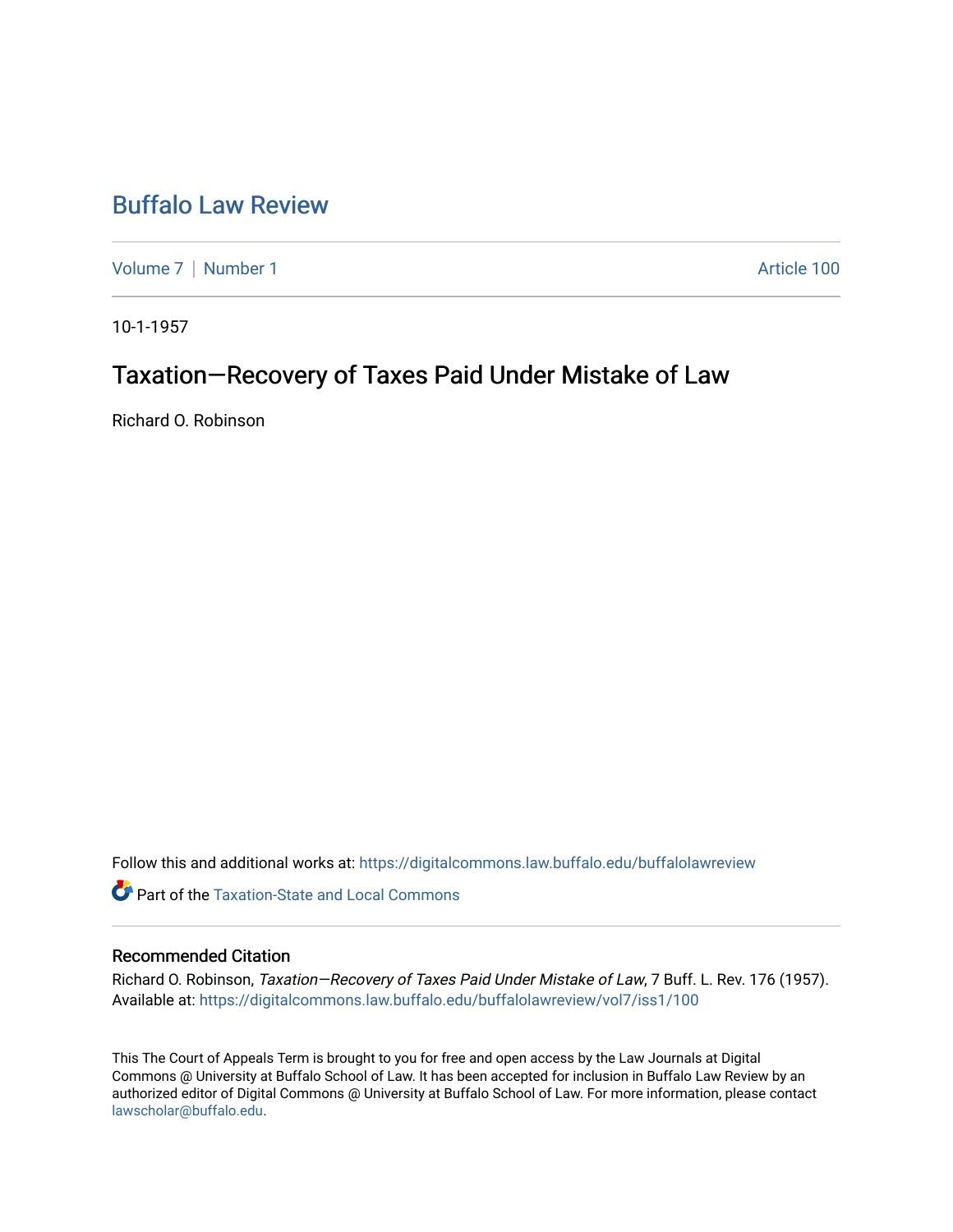# Buffalo Law Review

Volume 7 | Number 1 Article 100

10-1-1957

## Taxation—Recovery of Taxes Paid Under Mistake of Law

Richard O. Robinson

Follow this and additional works at: https://digitalcommons.law.buffalo.edu/buffalolawreview

Part of the Taxation-State and Local Commons

### Recommended Citation

Richard O. Robinson, *Taxation—Recovery of Taxes Paid Under Mistake of Law*, 7 Buff. L. Rev. 176 (1957).
Available at: https://digitalcommons.law.buffalo.edu/buffalolawreview/vol7/iss1/100

This The Court of Appeals Term is brought to you for free and open access by the Law Journals at Digital Commons @ University at Buffalo School of Law. It has been accepted for inclusion in Buffalo Law Review by an authorized editor of Digital Commons @ University at Buffalo School of Law. For more information, please contact lawscholar@buffalo.edu.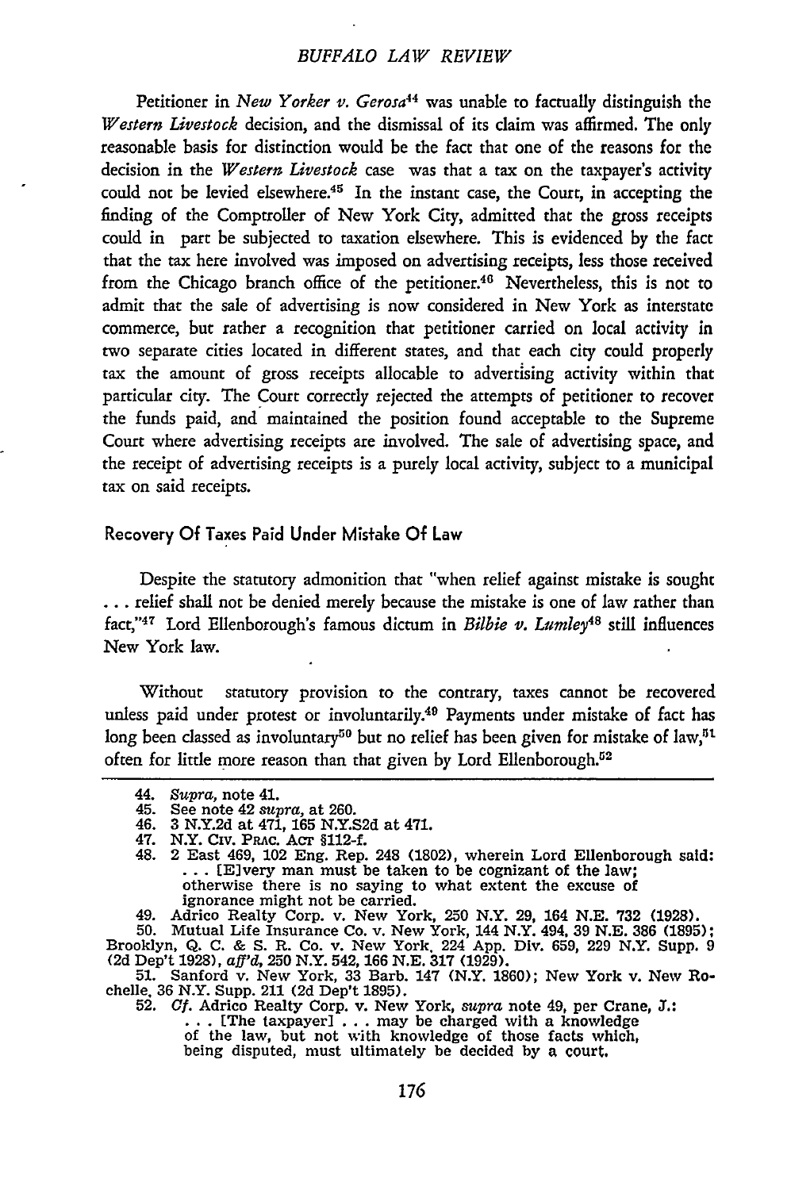Petitioner in *New Yorker v. Gerosa*[44] was unable to factually distinguish the *Western Livestock* decision, and the dismissal of its claim was affirmed. The only reasonable basis for distinction would be the fact that one of the reasons for the decision in the *Western Livestock* case was that a tax on the taxpayer's activity could not be levied elsewhere.[45] In the instant case, the Court, in accepting the finding of the Comptroller of New York City, admitted that the gross receipts could in part be subjected to taxation elsewhere. This is evidenced by the fact that the tax here involved was imposed on advertising receipts, less those received from the Chicago branch office of the petitioner.[46] Nevertheless, this is not to admit that the sale of advertising is now considered in New York as interstate commerce, but rather a recognition that petitioner carried on local activity in two separate cities located in different states, and that each city could properly tax the amount of gross receipts allocable to advertising activity within that particular city. The Court correctly rejected the attempts of petitioner to recover the funds paid, and maintained the position found acceptable to the Supreme Court where advertising receipts are involved. The sale of advertising space, and the receipt of advertising receipts is a purely local activity, subject to a municipal tax on said receipts.

### Recovery Of Taxes Paid Under Mistake Of Law

Despite the statutory admonition that "when relief against mistake is sought . . . relief shall not be denied merely because the mistake is one of law rather than fact,"[47] Lord Ellenborough's famous dictum in *Bilbie v. Lumley*[48] still influences New York law.

Without statutory provision to the contrary, taxes cannot be recovered unless paid under protest or involuntarily.[49] Payments under mistake of fact has long been classed as involuntary[50] but no relief has been given for mistake of law,[51] often for little more reason than that given by Lord Ellenborough.[52]

---

44. *Supra*, note 41.
45. See note 42 *supra*, at 260.
46. 3 N.Y.2d at 471, 165 N.Y.S2d at 471.
47. N.Y. Civ. Prac. Act §112-f.
48. 2 East 469, 102 Eng. Rep. 248 (1802), wherein Lord Ellenborough said:
 . . . [E]very man must be taken to be cognizant of the law; otherwise there is no saying to what extent the excuse of ignorance might not be carried.
49. Adrico Realty Corp. v. New York, 250 N.Y. 29, 164 N.E. 732 (1928).
50. Mutual Life Insurance Co. v. New York, 144 N.Y. 494, 39 N.E. 386 (1895); Brooklyn, Q. C. & S. R. Co. v. New York, 224 App. Div. 659, 229 N.Y. Supp. 9 (2d Dep't 1928), *aff'd*, 250 N.Y. 542, 166 N.E. 317 (1929).
51. Sanford v. New York, 33 Barb. 147 (N.Y. 1860); New York v. New Rochelle, 36 N.Y. Supp. 211 (2d Dep't 1895).
52. *Cf.* Adrico Realty Corp. v. New York, *supra* note 49, per Crane, J.:
 . . . [The taxpayer] . . . may be charged with a knowledge of the law, but not with knowledge of those facts which, being disputed, must ultimately be decided by a court.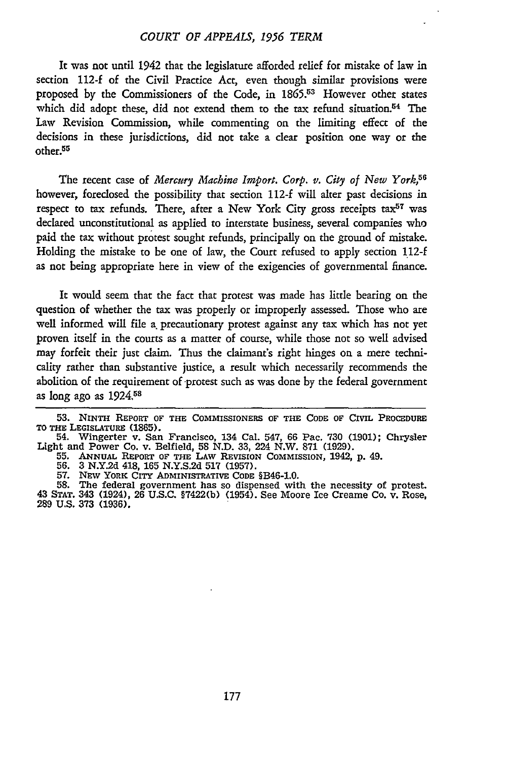It was not until 1942 that the legislature afforded relief for mistake of law in section 112-f of the Civil Practice Act, even though similar provisions were proposed by the Commissioners of the Code, in 1865.[53] However other states which did adopt these, did not extend them to the tax refund situation.[54] The Law Revision Commission, while commenting on the limiting effect of the decisions in these jurisdictions, did not take a clear position one way or the other.[55]

The recent case of *Mercury Machine Import. Corp. v. City of New York*,[56] however, foreclosed the possibility that section 112-f will alter past decisions in respect to tax refunds. There, after a New York City gross receipts tax[57] was declared unconstitutional as applied to interstate business, several companies who paid the tax without protest sought refunds, principally on the ground of mistake. Holding the mistake to be one of law, the Court refused to apply section 112-f as not being appropriate here in view of the exigencies of governmental finance.

It would seem that the fact that protest was made has little bearing on the question of whether the tax was properly or improperly assessed. Those who are well informed will file a precautionary protest against any tax which has not yet proven itself in the courts as a matter of course, while those not so well advised may forfeit their just claim. Thus the claimant's right hinges on a mere technicality rather than substantive justice, a result which necessarily recommends the abolition of the requirement of protest such as was done by the federal government as long ago as 1924.[58]

---

53. NINTH REPORT OF THE COMMISSIONERS OF THE CODE OF CIVIL PROCEDURE TO THE LEGISLATURE (1865).

54. Wingerter v. San Francisco, 134 Cal. 547, 66 Pac. 730 (1901); Chrysler Light and Power Co. v. Belfield, 58 N.D. 33, 224 N.W. 871 (1929).

55. ANNUAL REPORT OF THE LAW REVISION COMMISSION, 1942, p. 49.

56. 3 N.Y.2d 418, 165 N.Y.S.2d 517 (1957).

57. NEW YORK CITY ADMINISTRATIVE CODE §B46-1.0.

58. The federal government has so dispensed with the necessity of protest. 43 STAT. 343 (1924), 26 U.S.C. §7422(b) (1954). See Moore Ice Creame Co. v. Rose, 289 U.S. 373 (1936).